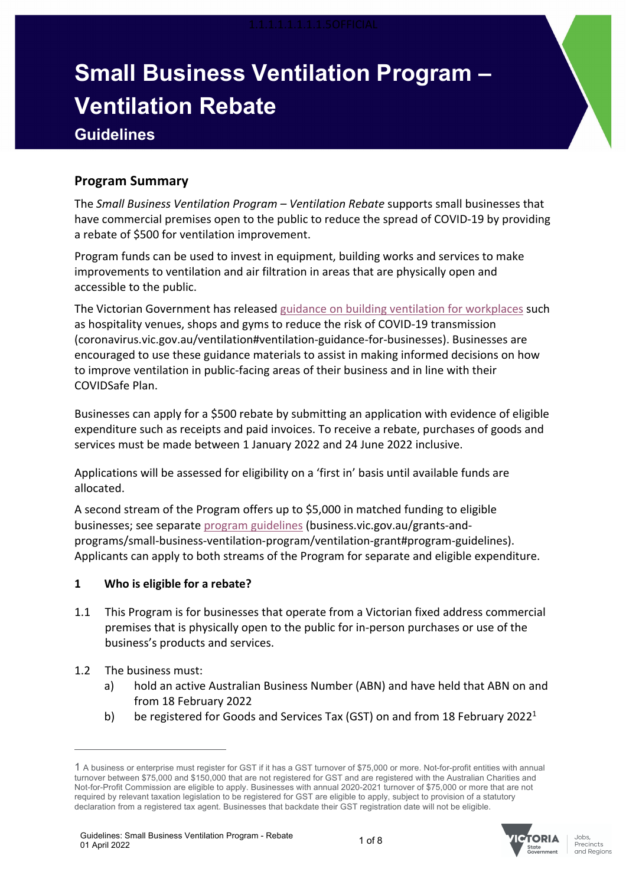# Small Business Ventilation Program – Ventilation Rebate

## Guidelines

### Program Summary

The *Small Business Ventilation Program – Ventilation Rebate* supports small businesses that have commercial premises open to the public to reduce the spread of COVID-19 by providing a rebate of $500 for ventilation improvement.

Program funds can be used to invest in equipment, building works and services to make improvements to ventilation and air filtration in areas that are physically open and accessible to the public.

The Victorian Government has released guidance on building ventilation for workplaces such as hospitality venues, shops and gyms to reduce the risk of COVID-19 transmission (coronavirus.vic.gov.au/ventilation#ventilation-guidance-for-businesses). Businesses are encouraged to use these guidance materials to assist in making informed decisions on how to improve ventilation in public-facing areas of their business and in line with their COVIDSafe Plan.

Businesses can apply for a $500 rebate by submitting an application with evidence of eligible expenditure such as receipts and paid invoices. To receive a rebate, purchases of goods and services must be made between 1 January 2022 and 24 June 2022 inclusive.

Applications will be assessed for eligibility on a 'first in' basis until available funds are allocated.

A second stream of the Program offers up to $5,000 in matched funding to eligible businesses; see separate program guidelines (business.vic.gov.au/grants-and-programs/small-business-ventilation-program/ventilation-grant#program-guidelines). Applicants can apply to both streams of the Program for separate and eligible expenditure.

**1 Who is eligible for a rebate?**

1.1 This Program is for businesses that operate from a Victorian fixed address commercial premises that is physically open to the public for in-person purchases or use of the business's products and services.

1.2 The business must:

a) hold an active Australian Business Number (ABN) and have held that ABN on and from 18 February 2022

b) be registered for Goods and Services Tax (GST) on and from 18 February 2022[1]

---

[1] A business or enterprise must register for GST if it has a GST turnover of $75,000 or more. Not-for-profit entities with annual turnover between $75,000 and $150,000 that are not registered for GST and are registered with the Australian Charities and Not-for-Profit Commission are eligible to apply. Businesses with annual 2020-2021 turnover of $75,000 or more that are not required by relevant taxation legislation to be registered for GST are eligible to apply, subject to provision of a statutory declaration from a registered tax agent. Businesses that backdate their GST registration date will not be eligible.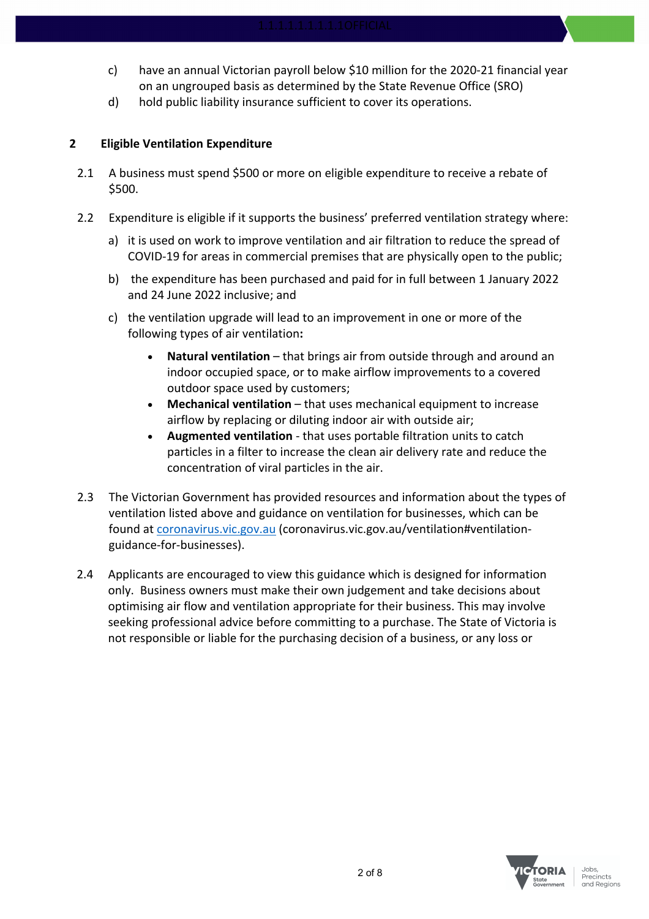c) have an annual Victorian payroll below $10 million for the 2020-21 financial year on an ungrouped basis as determined by the State Revenue Office (SRO)

d) hold public liability insurance sufficient to cover its operations.

## 2 Eligible Ventilation Expenditure

2.1 A business must spend $500 or more on eligible expenditure to receive a rebate of $500.

2.2 Expenditure is eligible if it supports the business' preferred ventilation strategy where:

a) it is used on work to improve ventilation and air filtration to reduce the spread of COVID-19 for areas in commercial premises that are physically open to the public;

b) the expenditure has been purchased and paid for in full between 1 January 2022 and 24 June 2022 inclusive; and

c) the ventilation upgrade will lead to an improvement in one or more of the following types of air ventilation**:**

- **Natural ventilation** – that brings air from outside through and around an indoor occupied space, or to make airflow improvements to a covered outdoor space used by customers;
- **Mechanical ventilation** – that uses mechanical equipment to increase airflow by replacing or diluting indoor air with outside air;
- **Augmented ventilation** - that uses portable filtration units to catch particles in a filter to increase the clean air delivery rate and reduce the concentration of viral particles in the air.

2.3 The Victorian Government has provided resources and information about the types of ventilation listed above and guidance on ventilation for businesses, which can be found at [coronavirus.vic.gov.au](coronavirus.vic.gov.au) (coronavirus.vic.gov.au/ventilation#ventilation-guidance-for-businesses).

2.4 Applicants are encouraged to view this guidance which is designed for information only. Business owners must make their own judgement and take decisions about optimising air flow and ventilation appropriate for their business. This may involve seeking professional advice before committing to a purchase. The State of Victoria is not responsible or liable for the purchasing decision of a business, or any loss or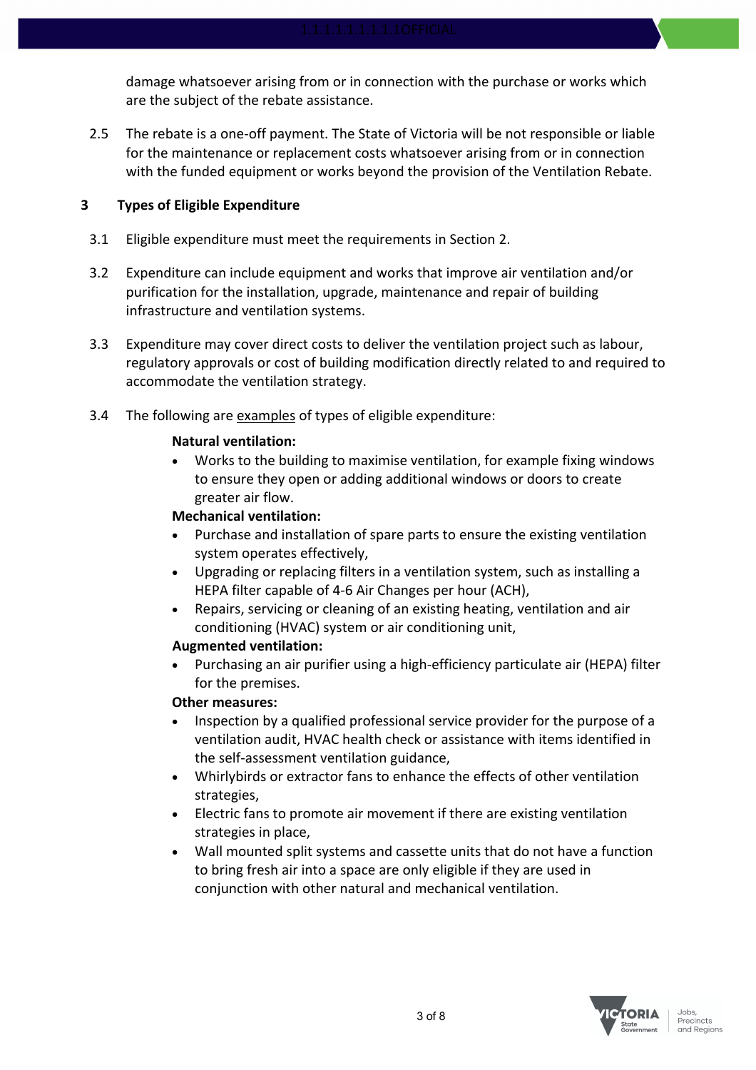damage whatsoever arising from or in connection with the purchase or works which are the subject of the rebate assistance.

2.5 The rebate is a one-off payment. The State of Victoria will be not responsible or liable for the maintenance or replacement costs whatsoever arising from or in connection with the funded equipment or works beyond the provision of the Ventilation Rebate.

## 3 Types of Eligible Expenditure

3.1 Eligible expenditure must meet the requirements in Section 2.

3.2 Expenditure can include equipment and works that improve air ventilation and/or purification for the installation, upgrade, maintenance and repair of building infrastructure and ventilation systems.

3.3 Expenditure may cover direct costs to deliver the ventilation project such as labour, regulatory approvals or cost of building modification directly related to and required to accommodate the ventilation strategy.

3.4 The following are examples of types of eligible expenditure:

**Natural ventilation:**

- Works to the building to maximise ventilation, for example fixing windows to ensure they open or adding additional windows or doors to create greater air flow.

**Mechanical ventilation:**

- Purchase and installation of spare parts to ensure the existing ventilation system operates effectively,
- Upgrading or replacing filters in a ventilation system, such as installing a HEPA filter capable of 4-6 Air Changes per hour (ACH),
- Repairs, servicing or cleaning of an existing heating, ventilation and air conditioning (HVAC) system or air conditioning unit,

**Augmented ventilation:**

- Purchasing an air purifier using a high-efficiency particulate air (HEPA) filter for the premises.

**Other measures:**

- Inspection by a qualified professional service provider for the purpose of a ventilation audit, HVAC health check or assistance with items identified in the self-assessment ventilation guidance,
- Whirlybirds or extractor fans to enhance the effects of other ventilation strategies,
- Electric fans to promote air movement if there are existing ventilation strategies in place,
- Wall mounted split systems and cassette units that do not have a function to bring fresh air into a space are only eligible if they are used in conjunction with other natural and mechanical ventilation.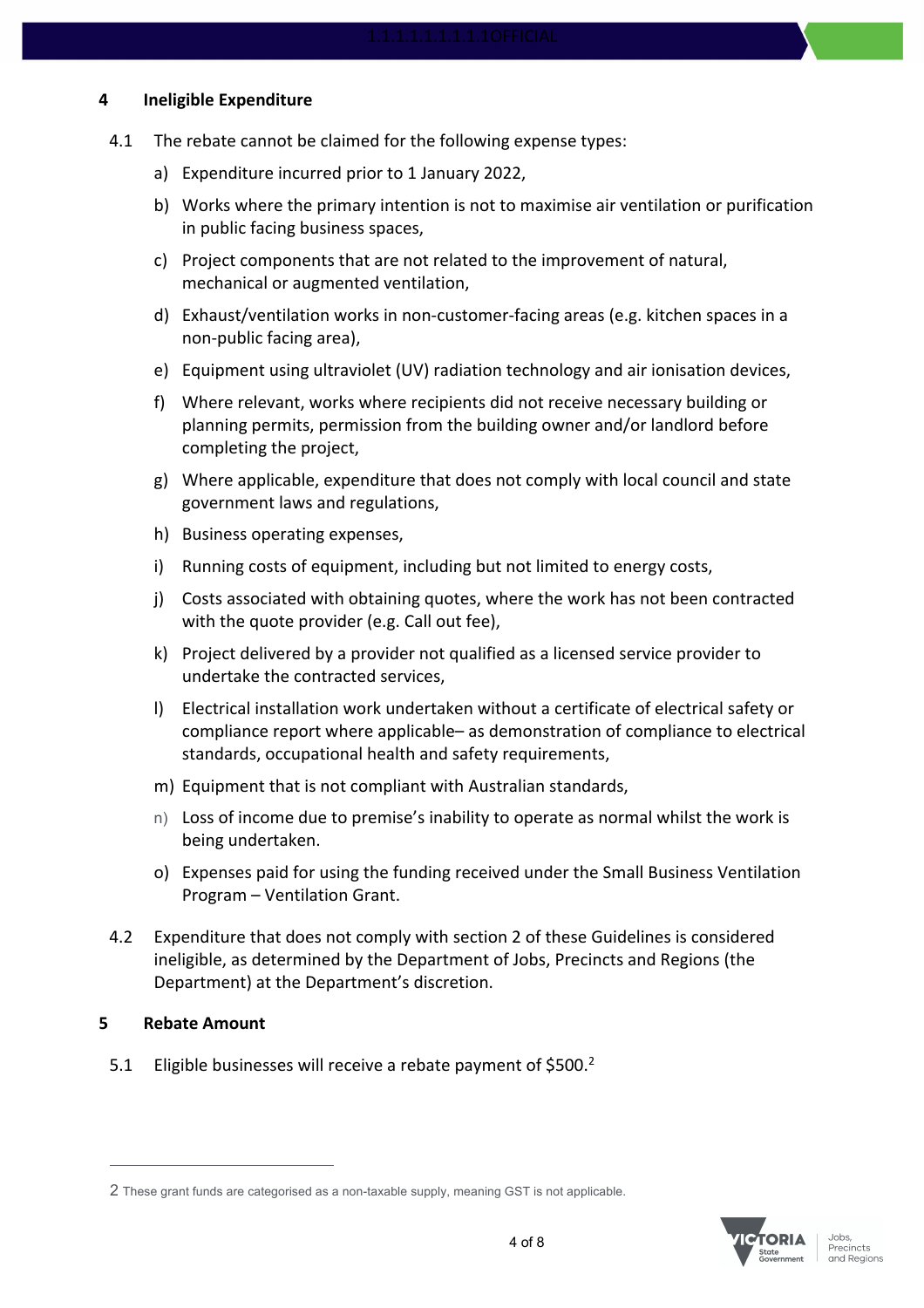## 4 Ineligible Expenditure

4.1 The rebate cannot be claimed for the following expense types:

a) Expenditure incurred prior to 1 January 2022,

b) Works where the primary intention is not to maximise air ventilation or purification in public facing business spaces,

c) Project components that are not related to the improvement of natural, mechanical or augmented ventilation,

d) Exhaust/ventilation works in non-customer-facing areas (e.g. kitchen spaces in a non-public facing area),

e) Equipment using ultraviolet (UV) radiation technology and air ionisation devices,

f) Where relevant, works where recipients did not receive necessary building or planning permits, permission from the building owner and/or landlord before completing the project,

g) Where applicable, expenditure that does not comply with local council and state government laws and regulations,

h) Business operating expenses,

i) Running costs of equipment, including but not limited to energy costs,

j) Costs associated with obtaining quotes, where the work has not been contracted with the quote provider (e.g. Call out fee),

k) Project delivered by a provider not qualified as a licensed service provider to undertake the contracted services,

l) Electrical installation work undertaken without a certificate of electrical safety or compliance report where applicable– as demonstration of compliance to electrical standards, occupational health and safety requirements,

m) Equipment that is not compliant with Australian standards,

n) Loss of income due to premise's inability to operate as normal whilst the work is being undertaken.

o) Expenses paid for using the funding received under the Small Business Ventilation Program – Ventilation Grant.

4.2 Expenditure that does not comply with section 2 of these Guidelines is considered ineligible, as determined by the Department of Jobs, Precincts and Regions (the Department) at the Department's discretion.

## 5 Rebate Amount

5.1 Eligible businesses will receive a rebate payment of $500.[2]

---

[2] These grant funds are categorised as a non-taxable supply, meaning GST is not applicable.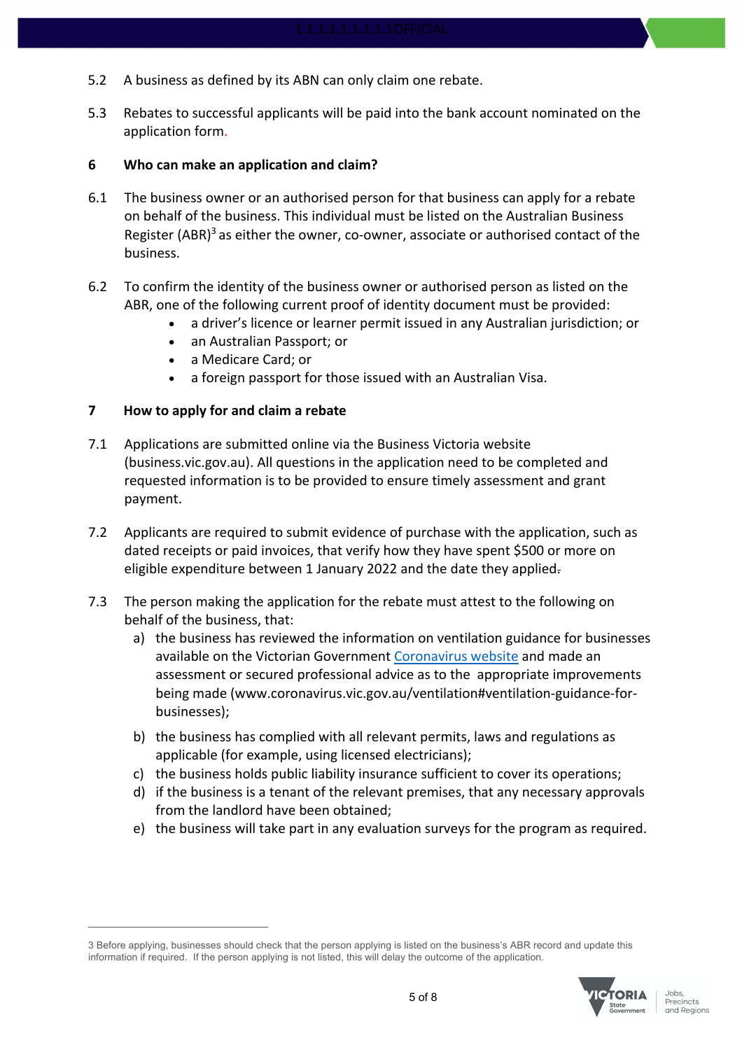5.2 A business as defined by its ABN can only claim one rebate.

5.3 Rebates to successful applicants will be paid into the bank account nominated on the application form.

## 6 Who can make an application and claim?

6.1 The business owner or an authorised person for that business can apply for a rebate on behalf of the business. This individual must be listed on the Australian Business Register (ABR)[3] as either the owner, co-owner, associate or authorised contact of the business.

6.2 To confirm the identity of the business owner or authorised person as listed on the ABR, one of the following current proof of identity document must be provided:

- a driver's licence or learner permit issued in any Australian jurisdiction; or
- an Australian Passport; or
- a Medicare Card; or
- a foreign passport for those issued with an Australian Visa.

## 7 How to apply for and claim a rebate

7.1 Applications are submitted online via the Business Victoria website (business.vic.gov.au). All questions in the application need to be completed and requested information is to be provided to ensure timely assessment and grant payment.

7.2 Applicants are required to submit evidence of purchase with the application, such as dated receipts or paid invoices, that verify how they have spent $500 or more on eligible expenditure between 1 January 2022 and the date they applied.

7.3 The person making the application for the rebate must attest to the following on behalf of the business, that:

a) the business has reviewed the information on ventilation guidance for businesses available on the Victorian Government Coronavirus website and made an assessment or secured professional advice as to the appropriate improvements being made (www.coronavirus.vic.gov.au/ventilation#ventilation-guidance-for-businesses);

b) the business has complied with all relevant permits, laws and regulations as applicable (for example, using licensed electricians);

c) the business holds public liability insurance sufficient to cover its operations;

d) if the business is a tenant of the relevant premises, that any necessary approvals from the landlord have been obtained;

e) the business will take part in any evaluation surveys for the program as required.

---

3 Before applying, businesses should check that the person applying is listed on the business's ABR record and update this information if required. If the person applying is not listed, this will delay the outcome of the application.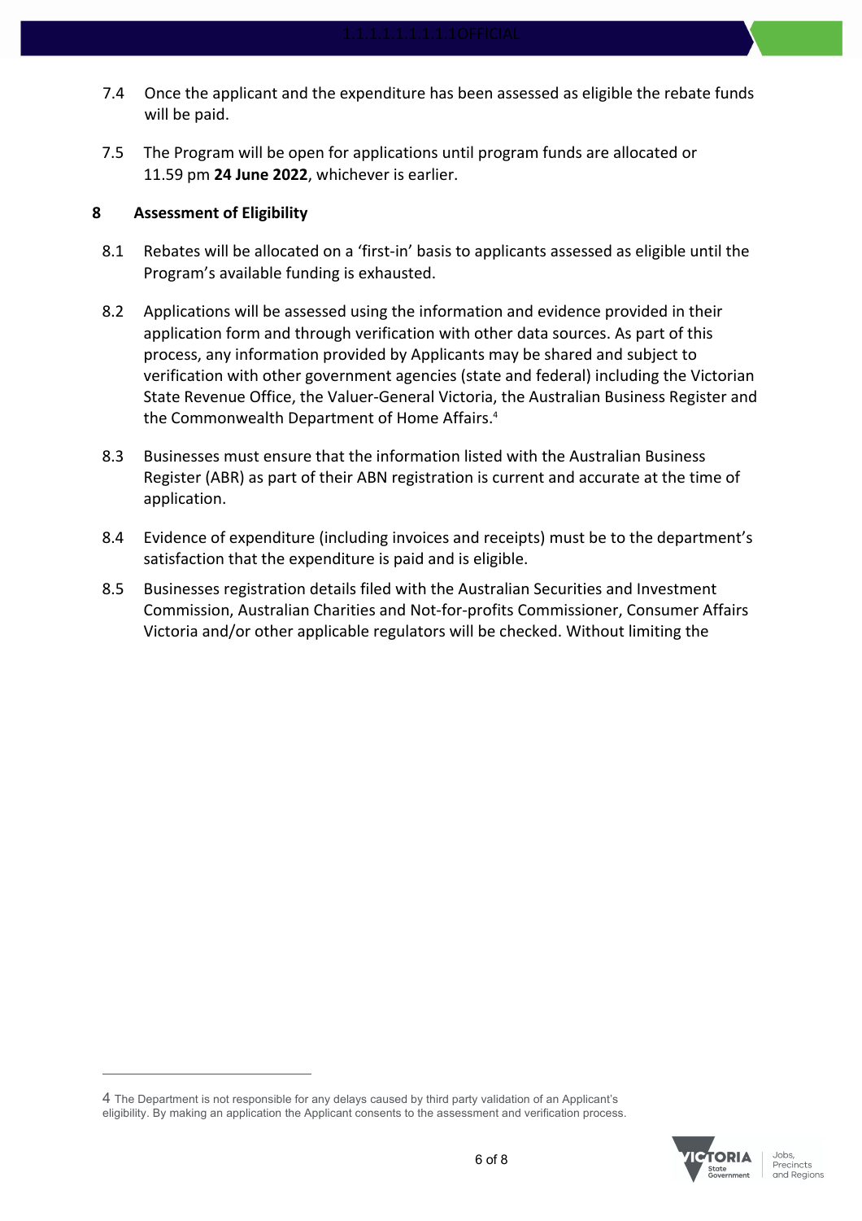7.4 Once the applicant and the expenditure has been assessed as eligible the rebate funds will be paid.

7.5 The Program will be open for applications until program funds are allocated or 11.59 pm **24 June 2022**, whichever is earlier.

## 8 Assessment of Eligibility

8.1 Rebates will be allocated on a 'first-in' basis to applicants assessed as eligible until the Program's available funding is exhausted.

8.2 Applications will be assessed using the information and evidence provided in their application form and through verification with other data sources. As part of this process, any information provided by Applicants may be shared and subject to verification with other government agencies (state and federal) including the Victorian State Revenue Office, the Valuer-General Victoria, the Australian Business Register and the Commonwealth Department of Home Affairs.[4]

8.3 Businesses must ensure that the information listed with the Australian Business Register (ABR) as part of their ABN registration is current and accurate at the time of application.

8.4 Evidence of expenditure (including invoices and receipts) must be to the department's satisfaction that the expenditure is paid and is eligible.

8.5 Businesses registration details filed with the Australian Securities and Investment Commission, Australian Charities and Not-for-profits Commissioner, Consumer Affairs Victoria and/or other applicable regulators will be checked. Without limiting the

---

[4] The Department is not responsible for any delays caused by third party validation of an Applicant's eligibility. By making an application the Applicant consents to the assessment and verification process.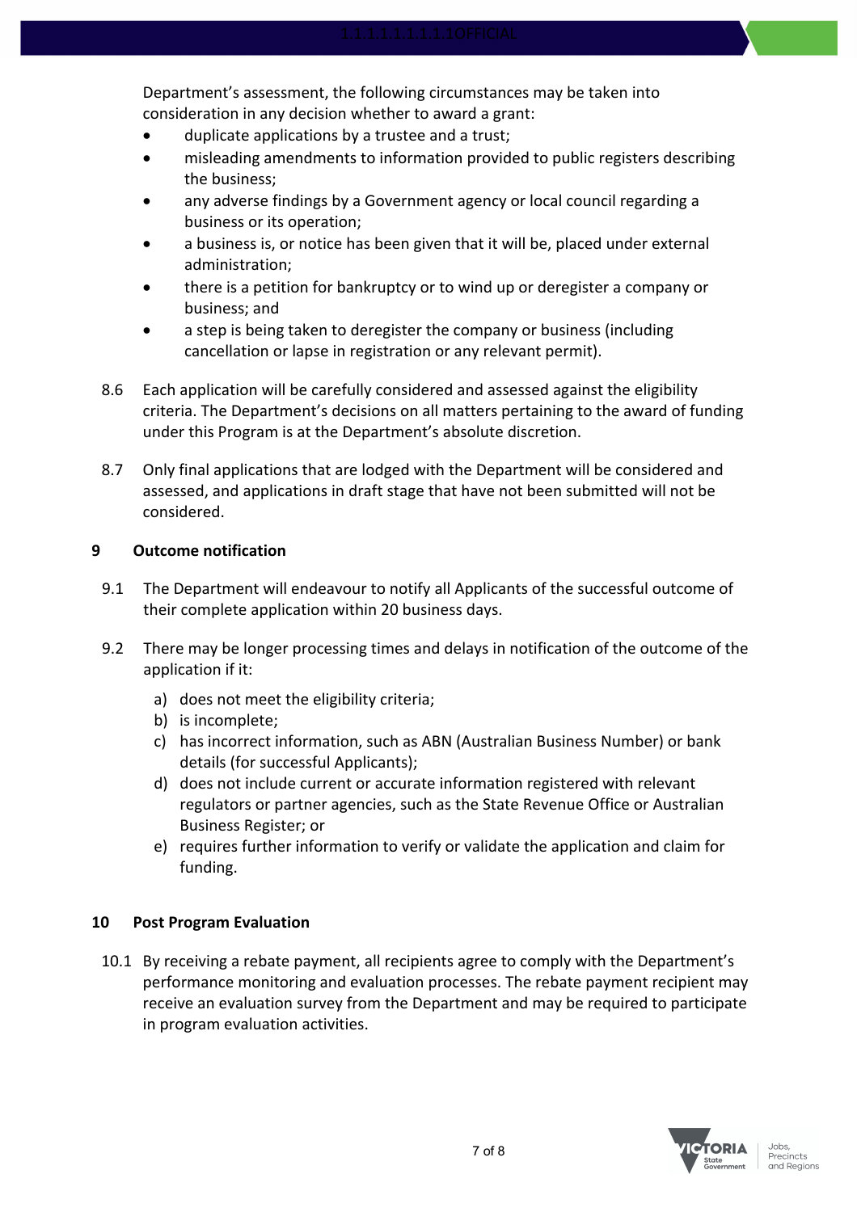Department's assessment, the following circumstances may be taken into consideration in any decision whether to award a grant:

- duplicate applications by a trustee and a trust;
- misleading amendments to information provided to public registers describing the business;
- any adverse findings by a Government agency or local council regarding a business or its operation;
- a business is, or notice has been given that it will be, placed under external administration;
- there is a petition for bankruptcy or to wind up or deregister a company or business; and
- a step is being taken to deregister the company or business (including cancellation or lapse in registration or any relevant permit).

8.6 Each application will be carefully considered and assessed against the eligibility criteria. The Department's decisions on all matters pertaining to the award of funding under this Program is at the Department's absolute discretion.

8.7 Only final applications that are lodged with the Department will be considered and assessed, and applications in draft stage that have not been submitted will not be considered.

## 9 Outcome notification

9.1 The Department will endeavour to notify all Applicants of the successful outcome of their complete application within 20 business days.

9.2 There may be longer processing times and delays in notification of the outcome of the application if it:

a) does not meet the eligibility criteria;
b) is incomplete;
c) has incorrect information, such as ABN (Australian Business Number) or bank details (for successful Applicants);
d) does not include current or accurate information registered with relevant regulators or partner agencies, such as the State Revenue Office or Australian Business Register; or
e) requires further information to verify or validate the application and claim for funding.

## 10 Post Program Evaluation

10.1 By receiving a rebate payment, all recipients agree to comply with the Department's performance monitoring and evaluation processes. The rebate payment recipient may receive an evaluation survey from the Department and may be required to participate in program evaluation activities.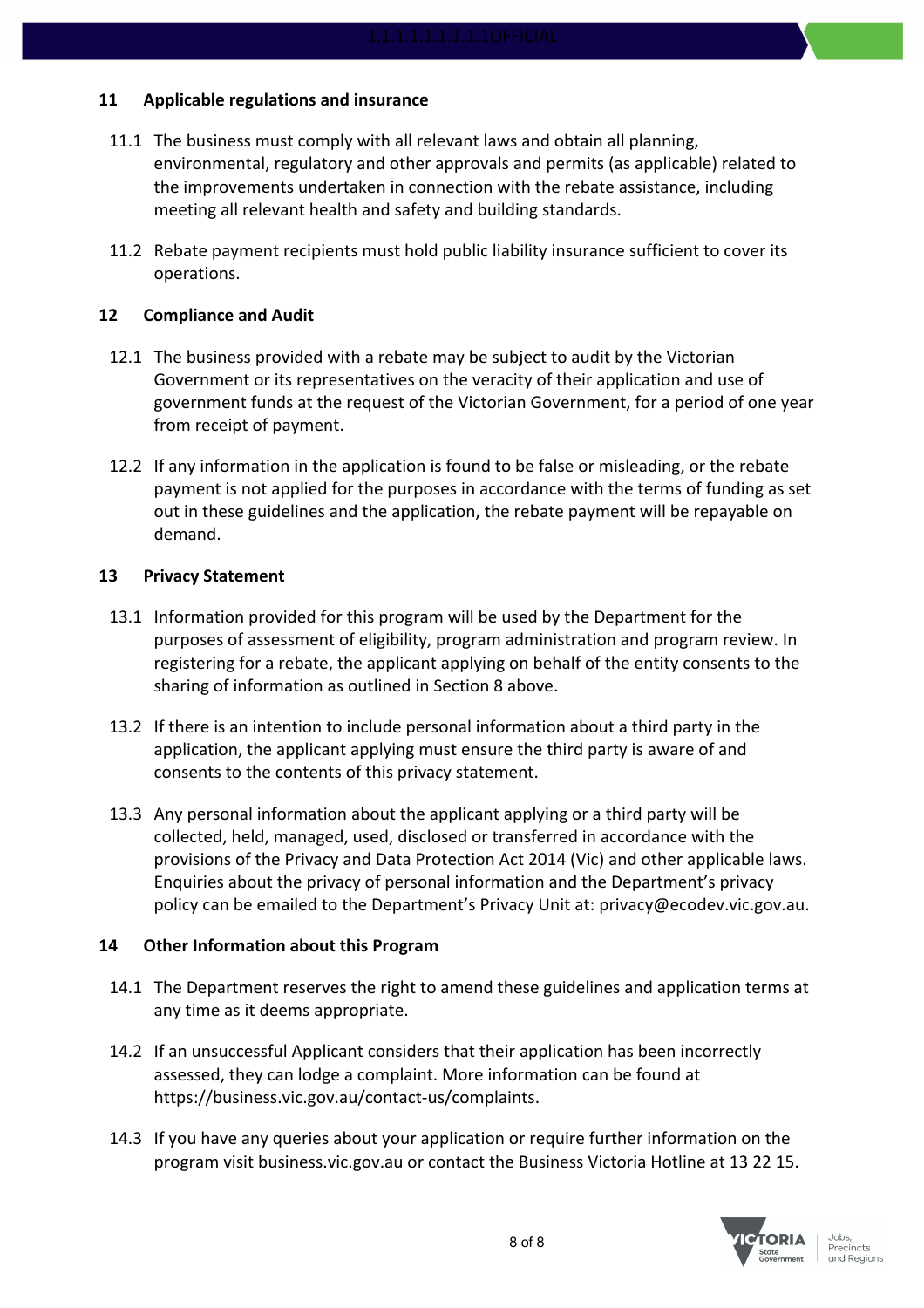## 11 Applicable regulations and insurance

11.1 The business must comply with all relevant laws and obtain all planning, environmental, regulatory and other approvals and permits (as applicable) related to the improvements undertaken in connection with the rebate assistance, including meeting all relevant health and safety and building standards.

11.2 Rebate payment recipients must hold public liability insurance sufficient to cover its operations.

## 12 Compliance and Audit

12.1 The business provided with a rebate may be subject to audit by the Victorian Government or its representatives on the veracity of their application and use of government funds at the request of the Victorian Government, for a period of one year from receipt of payment.

12.2 If any information in the application is found to be false or misleading, or the rebate payment is not applied for the purposes in accordance with the terms of funding as set out in these guidelines and the application, the rebate payment will be repayable on demand.

## 13 Privacy Statement

13.1 Information provided for this program will be used by the Department for the purposes of assessment of eligibility, program administration and program review. In registering for a rebate, the applicant applying on behalf of the entity consents to the sharing of information as outlined in Section 8 above.

13.2 If there is an intention to include personal information about a third party in the application, the applicant applying must ensure the third party is aware of and consents to the contents of this privacy statement.

13.3 Any personal information about the applicant applying or a third party will be collected, held, managed, used, disclosed or transferred in accordance with the provisions of the Privacy and Data Protection Act 2014 (Vic) and other applicable laws. Enquiries about the privacy of personal information and the Department's privacy policy can be emailed to the Department's Privacy Unit at: privacy@ecodev.vic.gov.au.

## 14 Other Information about this Program

14.1 The Department reserves the right to amend these guidelines and application terms at any time as it deems appropriate.

14.2 If an unsuccessful Applicant considers that their application has been incorrectly assessed, they can lodge a complaint. More information can be found at https://business.vic.gov.au/contact-us/complaints.

14.3 If you have any queries about your application or require further information on the program visit business.vic.gov.au or contact the Business Victoria Hotline at 13 22 15.